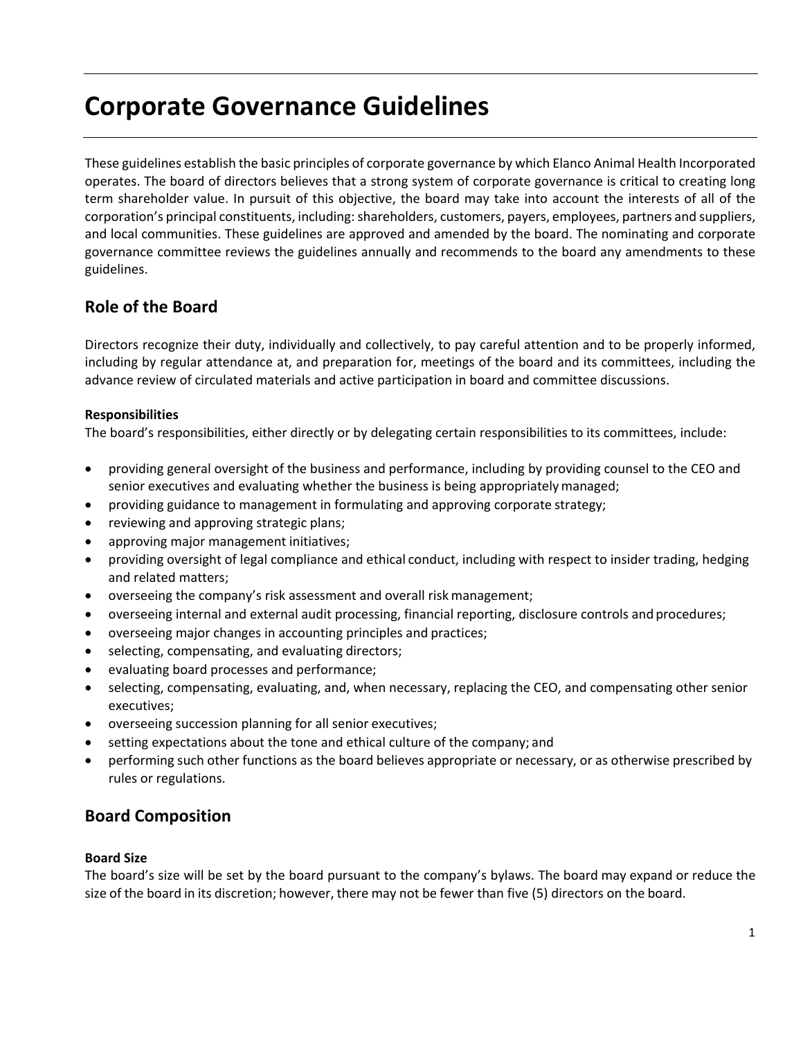# Corporate Governance Guidelines

These guidelines establish the basic principles of corporate governance by which Elanco Animal Health Incorporated operates. The board of directors believes that a strong system of corporate governance is critical to creating long term shareholder value. In pursuit of this objective, the board may take into account the interests of all of the corporation's principal constituents, including: shareholders, customers, payers, employees, partners and suppliers, and local communities. These guidelines are approved and amended by the board. The nominating and corporate governance committee reviews the guidelines annually and recommends to the board any amendments to these guidelines.

## Role of the Board

Directors recognize their duty, individually and collectively, to pay careful attention and to be properly informed, including by regular attendance at, and preparation for, meetings of the board and its committees, including the advance review of circulated materials and active participation in board and committee discussions.

**Responsibilities**

The board's responsibilities, either directly or by delegating certain responsibilities to its committees, include:

- providing general oversight of the business and performance, including by providing counsel to the CEO and senior executives and evaluating whether the business is being appropriately managed;
- providing guidance to management in formulating and approving corporate strategy;
- reviewing and approving strategic plans;
- approving major management initiatives;
- providing oversight of legal compliance and ethical conduct, including with respect to insider trading, hedging and related matters;
- overseeing the company's risk assessment and overall risk management;
- overseeing internal and external audit processing, financial reporting, disclosure controls and procedures;
- overseeing major changes in accounting principles and practices;
- selecting, compensating, and evaluating directors;
- evaluating board processes and performance;
- selecting, compensating, evaluating, and, when necessary, replacing the CEO, and compensating other senior executives;
- overseeing succession planning for all senior executives;
- setting expectations about the tone and ethical culture of the company; and
- performing such other functions as the board believes appropriate or necessary, or as otherwise prescribed by rules or regulations.

## Board Composition

**Board Size**

The board's size will be set by the board pursuant to the company's bylaws. The board may expand or reduce the size of the board in its discretion; however, there may not be fewer than five (5) directors on the board.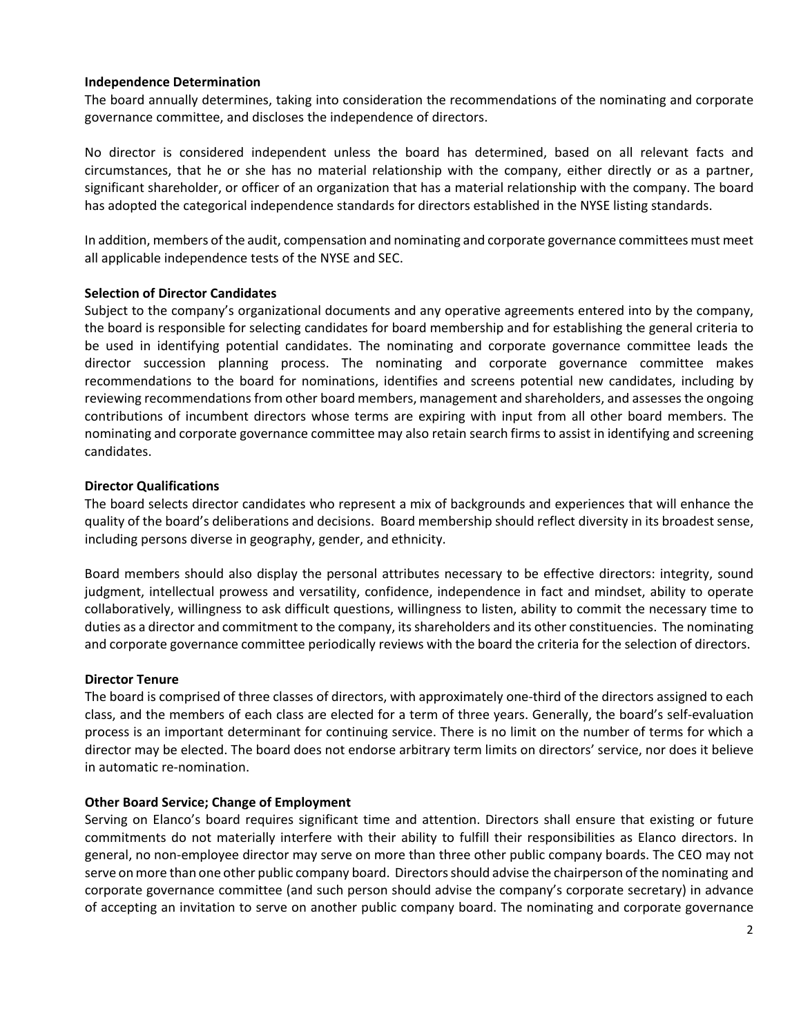**Independence Determination**

The board annually determines, taking into consideration the recommendations of the nominating and corporate governance committee, and discloses the independence of directors.

No director is considered independent unless the board has determined, based on all relevant facts and circumstances, that he or she has no material relationship with the company, either directly or as a partner, significant shareholder, or officer of an organization that has a material relationship with the company. The board has adopted the categorical independence standards for directors established in the NYSE listing standards.

In addition, members of the audit, compensation and nominating and corporate governance committees must meet all applicable independence tests of the NYSE and SEC.

**Selection of Director Candidates**

Subject to the company's organizational documents and any operative agreements entered into by the company, the board is responsible for selecting candidates for board membership and for establishing the general criteria to be used in identifying potential candidates. The nominating and corporate governance committee leads the director succession planning process. The nominating and corporate governance committee makes recommendations to the board for nominations, identifies and screens potential new candidates, including by reviewing recommendations from other board members, management and shareholders, and assesses the ongoing contributions of incumbent directors whose terms are expiring with input from all other board members. The nominating and corporate governance committee may also retain search firms to assist in identifying and screening candidates.

**Director Qualifications**

The board selects director candidates who represent a mix of backgrounds and experiences that will enhance the quality of the board's deliberations and decisions. Board membership should reflect diversity in its broadest sense, including persons diverse in geography, gender, and ethnicity.

Board members should also display the personal attributes necessary to be effective directors: integrity, sound judgment, intellectual prowess and versatility, confidence, independence in fact and mindset, ability to operate collaboratively, willingness to ask difficult questions, willingness to listen, ability to commit the necessary time to duties as a director and commitment to the company, its shareholders and its other constituencies. The nominating and corporate governance committee periodically reviews with the board the criteria for the selection of directors.

**Director Tenure**

The board is comprised of three classes of directors, with approximately one-third of the directors assigned to each class, and the members of each class are elected for a term of three years. Generally, the board's self-evaluation process is an important determinant for continuing service. There is no limit on the number of terms for which a director may be elected. The board does not endorse arbitrary term limits on directors' service, nor does it believe in automatic re-nomination.

**Other Board Service; Change of Employment**

Serving on Elanco's board requires significant time and attention. Directors shall ensure that existing or future commitments do not materially interfere with their ability to fulfill their responsibilities as Elanco directors. In general, no non-employee director may serve on more than three other public company boards. The CEO may not serve on more than one other public company board. Directors should advise the chairperson of the nominating and corporate governance committee (and such person should advise the company's corporate secretary) in advance of accepting an invitation to serve on another public company board. The nominating and corporate governance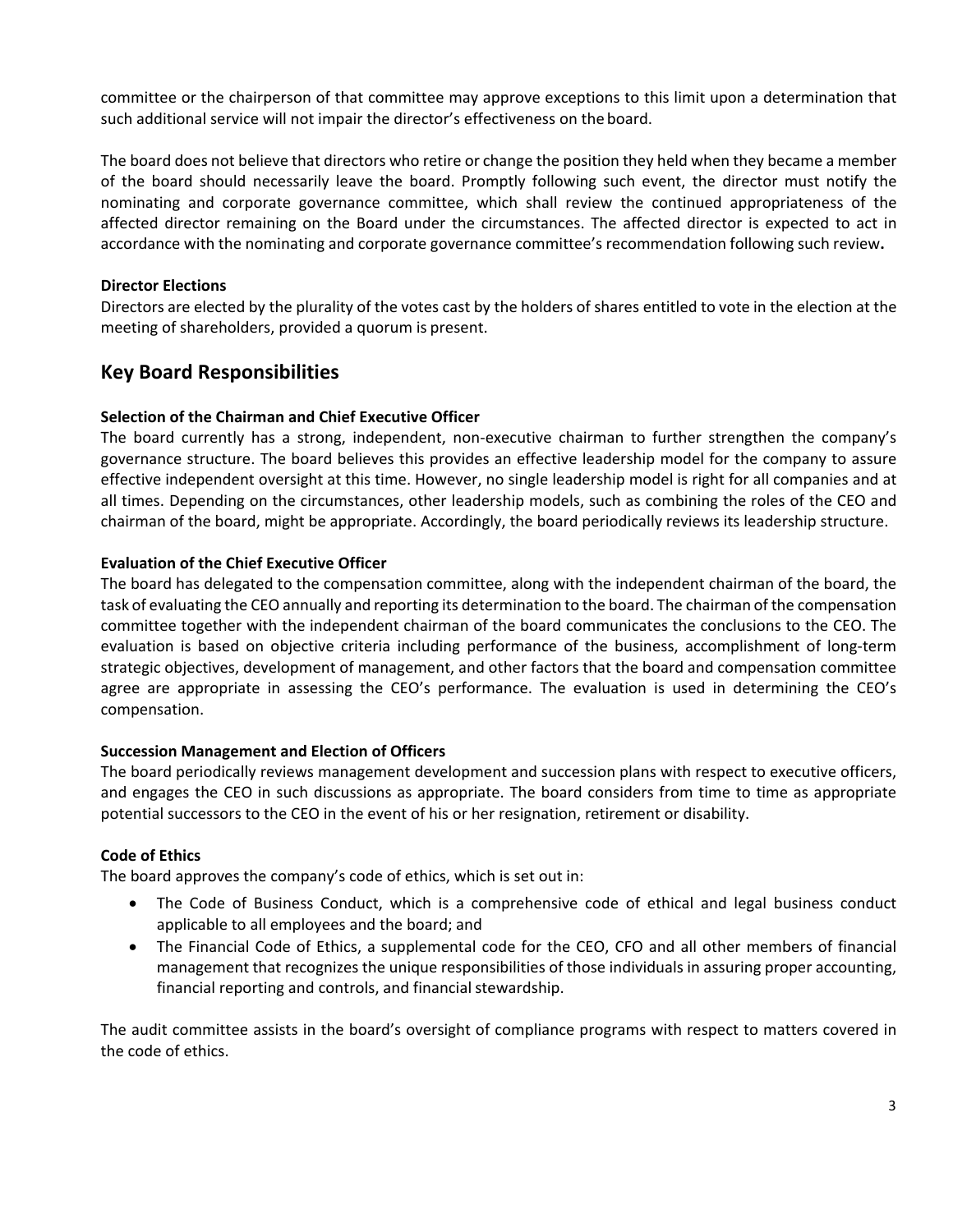committee or the chairperson of that committee may approve exceptions to this limit upon a determination that such additional service will not impair the director's effectiveness on the board.

The board does not believe that directors who retire or change the position they held when they became a member of the board should necessarily leave the board. Promptly following such event, the director must notify the nominating and corporate governance committee, which shall review the continued appropriateness of the affected director remaining on the Board under the circumstances. The affected director is expected to act in accordance with the nominating and corporate governance committee's recommendation following such review**.**

**Director Elections**

Directors are elected by the plurality of the votes cast by the holders of shares entitled to vote in the election at the meeting of shareholders, provided a quorum is present.

## Key Board Responsibilities

**Selection of the Chairman and Chief Executive Officer**

The board currently has a strong, independent, non-executive chairman to further strengthen the company's governance structure. The board believes this provides an effective leadership model for the company to assure effective independent oversight at this time. However, no single leadership model is right for all companies and at all times. Depending on the circumstances, other leadership models, such as combining the roles of the CEO and chairman of the board, might be appropriate. Accordingly, the board periodically reviews its leadership structure.

**Evaluation of the Chief Executive Officer**

The board has delegated to the compensation committee, along with the independent chairman of the board, the task of evaluating the CEO annually and reporting its determination to the board. The chairman of the compensation committee together with the independent chairman of the board communicates the conclusions to the CEO. The evaluation is based on objective criteria including performance of the business, accomplishment of long-term strategic objectives, development of management, and other factors that the board and compensation committee agree are appropriate in assessing the CEO's performance. The evaluation is used in determining the CEO's compensation.

**Succession Management and Election of Officers**

The board periodically reviews management development and succession plans with respect to executive officers, and engages the CEO in such discussions as appropriate. The board considers from time to time as appropriate potential successors to the CEO in the event of his or her resignation, retirement or disability.

**Code of Ethics**

The board approves the company's code of ethics, which is set out in:

- The Code of Business Conduct, which is a comprehensive code of ethical and legal business conduct applicable to all employees and the board; and
- The Financial Code of Ethics, a supplemental code for the CEO, CFO and all other members of financial management that recognizes the unique responsibilities of those individuals in assuring proper accounting, financial reporting and controls, and financial stewardship.

The audit committee assists in the board's oversight of compliance programs with respect to matters covered in the code of ethics.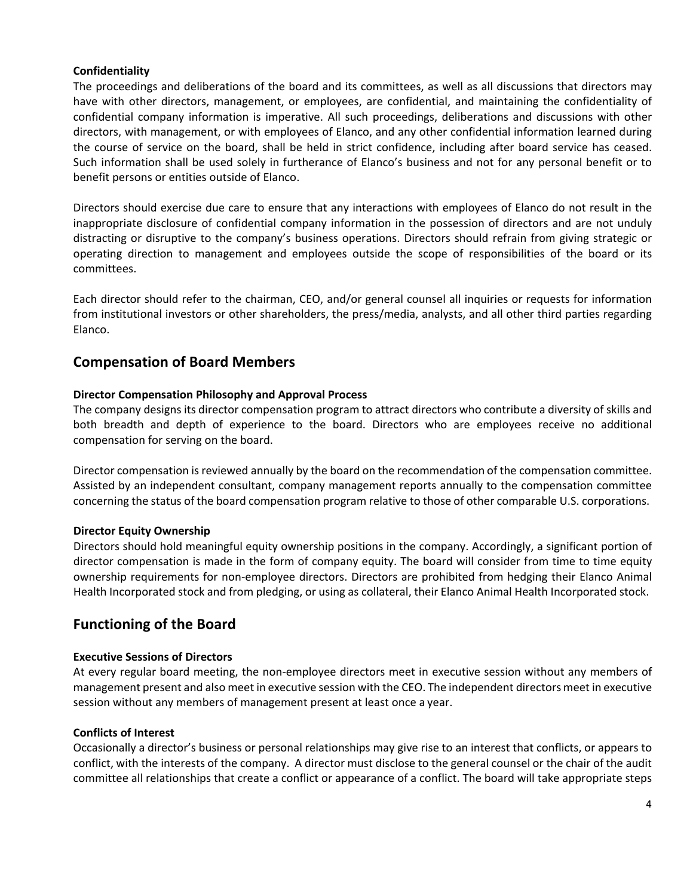### Confidentiality

The proceedings and deliberations of the board and its committees, as well as all discussions that directors may have with other directors, management, or employees, are confidential, and maintaining the confidentiality of confidential company information is imperative. All such proceedings, deliberations and discussions with other directors, with management, or with employees of Elanco, and any other confidential information learned during the course of service on the board, shall be held in strict confidence, including after board service has ceased. Such information shall be used solely in furtherance of Elanco's business and not for any personal benefit or to benefit persons or entities outside of Elanco.

Directors should exercise due care to ensure that any interactions with employees of Elanco do not result in the inappropriate disclosure of confidential company information in the possession of directors and are not unduly distracting or disruptive to the company's business operations. Directors should refrain from giving strategic or operating direction to management and employees outside the scope of responsibilities of the board or its committees.

Each director should refer to the chairman, CEO, and/or general counsel all inquiries or requests for information from institutional investors or other shareholders, the press/media, analysts, and all other third parties regarding Elanco.

## Compensation of Board Members

### Director Compensation Philosophy and Approval Process

The company designs its director compensation program to attract directors who contribute a diversity of skills and both breadth and depth of experience to the board. Directors who are employees receive no additional compensation for serving on the board.

Director compensation is reviewed annually by the board on the recommendation of the compensation committee. Assisted by an independent consultant, company management reports annually to the compensation committee concerning the status of the board compensation program relative to those of other comparable U.S. corporations.

### Director Equity Ownership

Directors should hold meaningful equity ownership positions in the company. Accordingly, a significant portion of director compensation is made in the form of company equity. The board will consider from time to time equity ownership requirements for non-employee directors. Directors are prohibited from hedging their Elanco Animal Health Incorporated stock and from pledging, or using as collateral, their Elanco Animal Health Incorporated stock.

## Functioning of the Board

### Executive Sessions of Directors

At every regular board meeting, the non-employee directors meet in executive session without any members of management present and also meet in executive session with the CEO. The independent directors meet in executive session without any members of management present at least once a year.

### Conflicts of Interest

Occasionally a director's business or personal relationships may give rise to an interest that conflicts, or appears to conflict, with the interests of the company. A director must disclose to the general counsel or the chair of the audit committee all relationships that create a conflict or appearance of a conflict. The board will take appropriate steps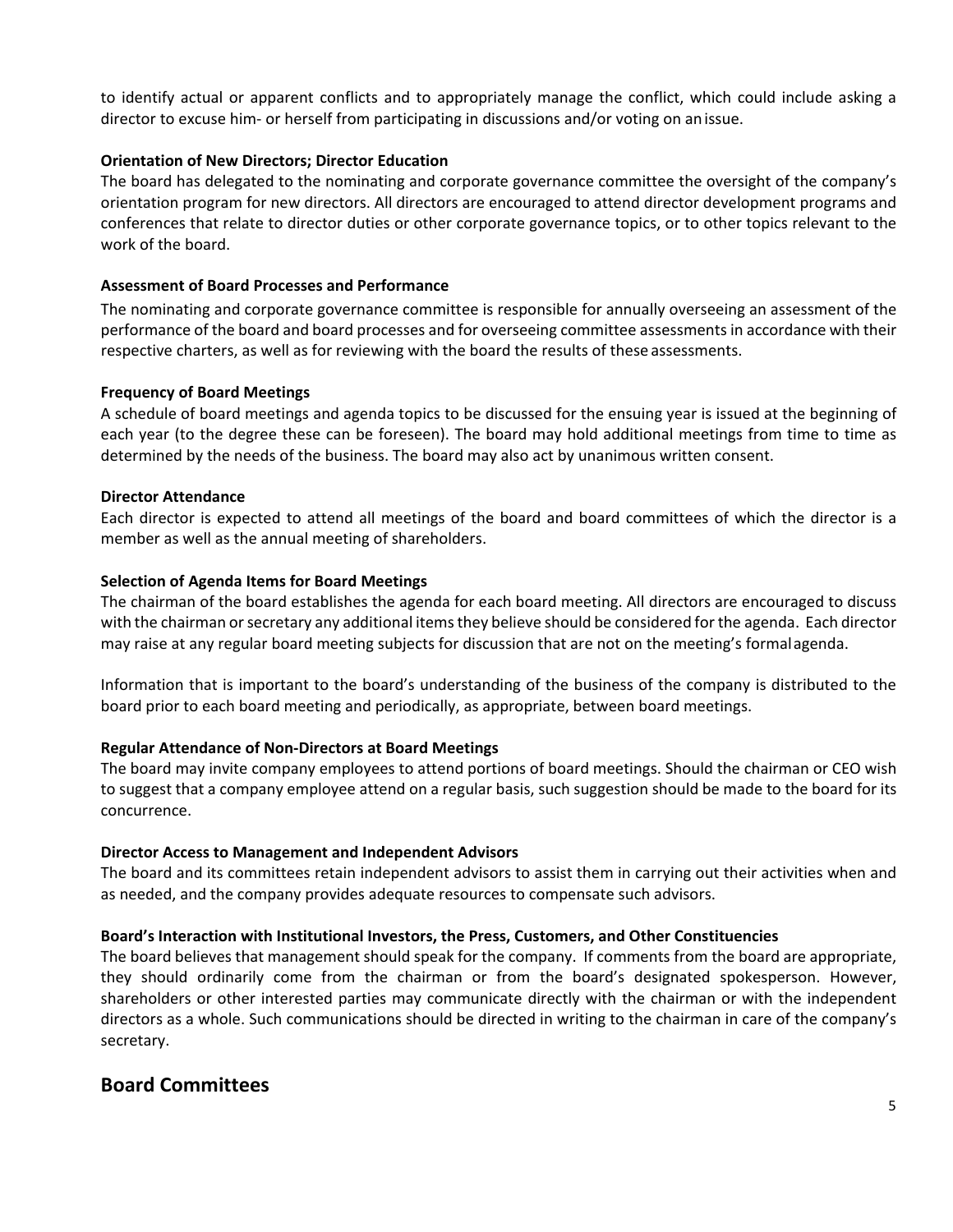to identify actual or apparent conflicts and to appropriately manage the conflict, which could include asking a director to excuse him- or herself from participating in discussions and/or voting on an issue.

**Orientation of New Directors; Director Education**

The board has delegated to the nominating and corporate governance committee the oversight of the company's orientation program for new directors. All directors are encouraged to attend director development programs and conferences that relate to director duties or other corporate governance topics, or to other topics relevant to the work of the board.

**Assessment of Board Processes and Performance**

The nominating and corporate governance committee is responsible for annually overseeing an assessment of the performance of the board and board processes and for overseeing committee assessments in accordance with their respective charters, as well as for reviewing with the board the results of these assessments.

**Frequency of Board Meetings**

A schedule of board meetings and agenda topics to be discussed for the ensuing year is issued at the beginning of each year (to the degree these can be foreseen). The board may hold additional meetings from time to time as determined by the needs of the business. The board may also act by unanimous written consent.

**Director Attendance**

Each director is expected to attend all meetings of the board and board committees of which the director is a member as well as the annual meeting of shareholders.

**Selection of Agenda Items for Board Meetings**

The chairman of the board establishes the agenda for each board meeting. All directors are encouraged to discuss with the chairman or secretary any additional items they believe should be considered for the agenda. Each director may raise at any regular board meeting subjects for discussion that are not on the meeting's formal agenda.

Information that is important to the board's understanding of the business of the company is distributed to the board prior to each board meeting and periodically, as appropriate, between board meetings.

**Regular Attendance of Non-Directors at Board Meetings**

The board may invite company employees to attend portions of board meetings. Should the chairman or CEO wish to suggest that a company employee attend on a regular basis, such suggestion should be made to the board for its concurrence.

**Director Access to Management and Independent Advisors**

The board and its committees retain independent advisors to assist them in carrying out their activities when and as needed, and the company provides adequate resources to compensate such advisors.

**Board's Interaction with Institutional Investors, the Press, Customers, and Other Constituencies**

The board believes that management should speak for the company. If comments from the board are appropriate, they should ordinarily come from the chairman or from the board's designated spokesperson. However, shareholders or other interested parties may communicate directly with the chairman or with the independent directors as a whole. Such communications should be directed in writing to the chairman in care of the company's secretary.

## Board Committees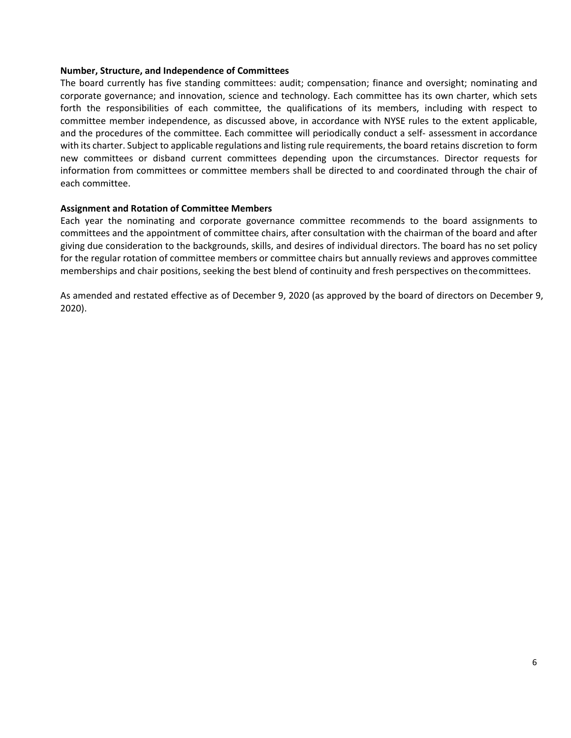**Number, Structure, and Independence of Committees**

The board currently has five standing committees: audit; compensation; finance and oversight; nominating and corporate governance; and innovation, science and technology. Each committee has its own charter, which sets forth the responsibilities of each committee, the qualifications of its members, including with respect to committee member independence, as discussed above, in accordance with NYSE rules to the extent applicable, and the procedures of the committee. Each committee will periodically conduct a self- assessment in accordance with its charter. Subject to applicable regulations and listing rule requirements, the board retains discretion to form new committees or disband current committees depending upon the circumstances. Director requests for information from committees or committee members shall be directed to and coordinated through the chair of each committee.

**Assignment and Rotation of Committee Members**

Each year the nominating and corporate governance committee recommends to the board assignments to committees and the appointment of committee chairs, after consultation with the chairman of the board and after giving due consideration to the backgrounds, skills, and desires of individual directors. The board has no set policy for the regular rotation of committee members or committee chairs but annually reviews and approves committee memberships and chair positions, seeking the best blend of continuity and fresh perspectives on the committees.

As amended and restated effective as of December 9, 2020 (as approved by the board of directors on December 9, 2020).